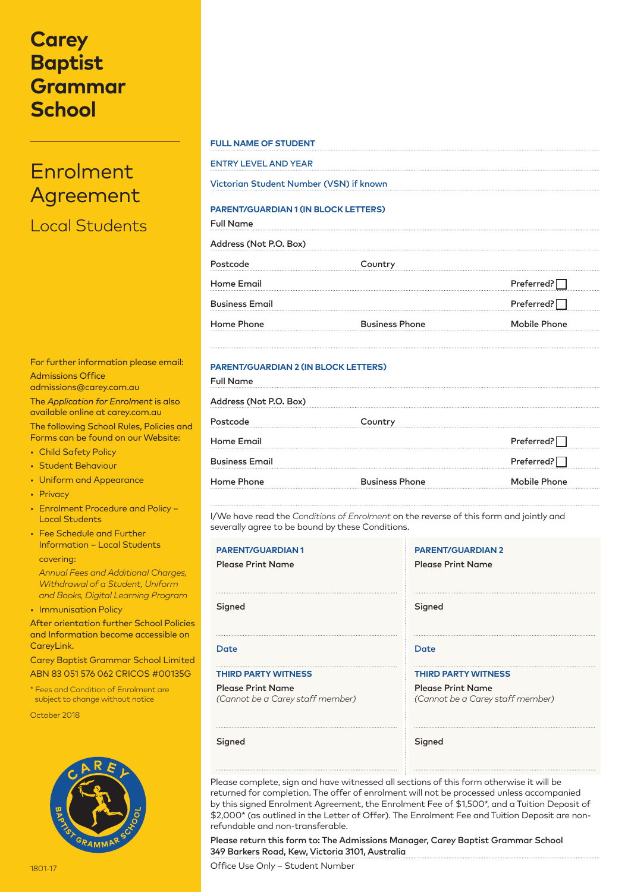# Carey Baptist Grammar School

# Enrolment Agreement

## Local Students

For further information please email:
Admissions Office
admissions@carey.com.au

The *Application for Enrolment* is also available online at carey.com.au

The following School Rules, Policies and Forms can be found on our Website:

- Child Safety Policy
- Student Behaviour
- Uniform and Appearance
- Privacy
- Enrolment Procedure and Policy – Local Students
- Fee Schedule and Further Information – Local Students covering:
  *Annual Fees and Additional Charges, Withdrawal of a Student, Uniform and Books, Digital Learning Program*
- Immunisation Policy

After orientation further School Policies and Information become accessible on CareyLink.

Carey Baptist Grammar School Limited
ABN 83 051 576 062 CRICOS #00135G

* Fees and Condition of Enrolment are subject to change without notice

October 2018

1801-17

**FULL NAME OF STUDENT**

**ENTRY LEVEL AND YEAR**

Victorian Student Number (VSN) if known

**PARENT/GUARDIAN 1 (IN BLOCK LETTERS)**

Full Name

Address (Not P.O. Box)

Postcode | Country

Home Email | Preferred? ☐

Business Email | Preferred? ☐

Home Phone | Business Phone | Mobile Phone

**PARENT/GUARDIAN 2 (IN BLOCK LETTERS)**

Full Name

Address (Not P.O. Box)

Postcode | Country

Home Email | Preferred? ☐

Business Email | Preferred? ☐

Home Phone | Business Phone | Mobile Phone

I/We have read the *Conditions of Enrolment* on the reverse of this form and jointly and severally agree to be bound by these Conditions.

| **PARENT/GUARDIAN 1** | **PARENT/GUARDIAN 2** |
| --- | --- |
| Please Print Name | Please Print Name |
| Signed | Signed |
| Date | Date |
| **THIRD PARTY WITNESS** Please Print Name *(Cannot be a Carey staff member)* | **THIRD PARTY WITNESS** Please Print Name *(Cannot be a Carey staff member)* |
| Signed | Signed |

Please complete, sign and have witnessed all sections of this form otherwise it will be returned for completion. The offer of enrolment will not be processed unless accompanied by this signed Enrolment Agreement, the Enrolment Fee of $1,500*, and a Tuition Deposit of $2,000* (as outlined in the Letter of Offer). The Enrolment Fee and Tuition Deposit are non-refundable and non-transferable.

**Please return this form to: The Admissions Manager, Carey Baptist Grammar School 349 Barkers Road, Kew, Victoria 3101, Australia**

Office Use Only – Student Number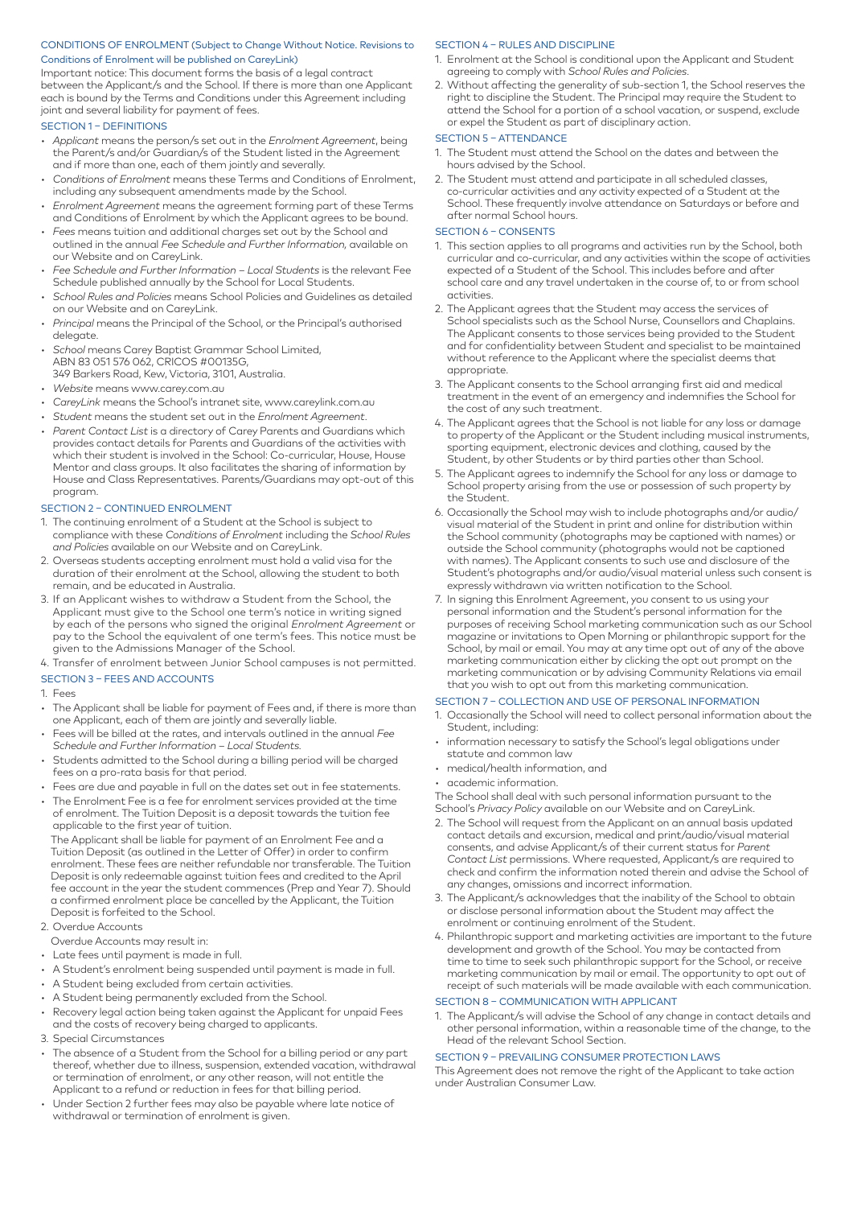## CONDITIONS OF ENROLMENT (Subject to Change Without Notice. Revisions to Conditions of Enrolment will be published on CareyLink)

Important notice: This document forms the basis of a legal contract between the Applicant/s and the School. If there is more than one Applicant each is bound by the Terms and Conditions under this Agreement including joint and several liability for payment of fees.

### SECTION 1 – DEFINITIONS

- *Applicant* means the person/s set out in the *Enrolment Agreement*, being the Parent/s and/or Guardian/s of the Student listed in the Agreement and if more than one, each of them jointly and severally.
- *Conditions of Enrolment* means these Terms and Conditions of Enrolment, including any subsequent amendments made by the School.
- *Enrolment Agreement* means the agreement forming part of these Terms and Conditions of Enrolment by which the Applicant agrees to be bound.
- *Fees* means tuition and additional charges set out by the School and outlined in the annual *Fee Schedule and Further Information,* available on our Website and on CareyLink.
- *Fee Schedule and Further Information – Local Students* is the relevant Fee Schedule published annually by the School for Local Students.
- *School Rules and Policies* means School Policies and Guidelines as detailed on our Website and on CareyLink.
- *Principal* means the Principal of the School, or the Principal's authorised delegate.
- *School* means Carey Baptist Grammar School Limited, ABN 83 051 576 062, CRICOS #00135G, 349 Barkers Road, Kew, Victoria, 3101, Australia.
- *Website* means www.carey.com.au
- *CareyLink* means the School's intranet site, www.careylink.com.au
- *Student* means the student set out in the *Enrolment Agreement*.
- *Parent Contact List* is a directory of Carey Parents and Guardians which provides contact details for Parents and Guardians of the activities with which their student is involved in the School: Co-curricular, House, House Mentor and class groups. It also facilitates the sharing of information by House and Class Representatives. Parents/Guardians may opt-out of this program.

### SECTION 2 – CONTINUED ENROLMENT

1. The continuing enrolment of a Student at the School is subject to compliance with these *Conditions of Enrolment* including the *School Rules and Policies* available on our Website and on CareyLink.
2. Overseas students accepting enrolment must hold a valid visa for the duration of their enrolment at the School, allowing the student to both remain, and be educated in Australia.
3. If an Applicant wishes to withdraw a Student from the School, the Applicant must give to the School one term's notice in writing signed by each of the persons who signed the original *Enrolment Agreement* or pay to the School the equivalent of one term's fees. This notice must be given to the Admissions Manager of the School.
4. Transfer of enrolment between Junior School campuses is not permitted.

### SECTION 3 – FEES AND ACCOUNTS

1. Fees

- The Applicant shall be liable for payment of Fees and, if there is more than one Applicant, each of them are jointly and severally liable.
- Fees will be billed at the rates, and intervals outlined in the annual *Fee Schedule and Further Information – Local Students.*
- Students admitted to the School during a billing period will be charged fees on a pro-rata basis for that period.
- Fees are due and payable in full on the dates set out in fee statements.
- The Enrolment Fee is a fee for enrolment services provided at the time of enrolment. The Tuition Deposit is a deposit towards the tuition fee applicable to the first year of tuition.

  The Applicant shall be liable for payment of an Enrolment Fee and a Tuition Deposit (as outlined in the Letter of Offer) in order to confirm enrolment. These fees are neither refundable nor transferable. The Tuition Deposit is only redeemable against tuition fees and credited to the April fee account in the year the student commences (Prep and Year 7). Should a confirmed enrolment place be cancelled by the Applicant, the Tuition Deposit is forfeited to the School.

2. Overdue Accounts

Overdue Accounts may result in:

- Late fees until payment is made in full.
- A Student's enrolment being suspended until payment is made in full.
- A Student being excluded from certain activities.
- A Student being permanently excluded from the School.
- Recovery legal action being taken against the Applicant for unpaid Fees and the costs of recovery being charged to applicants.

3. Special Circumstances

- The absence of a Student from the School for a billing period or any part thereof, whether due to illness, suspension, extended vacation, withdrawal or termination of enrolment, or any other reason, will not entitle the Applicant to a refund or reduction in fees for that billing period.
- Under Section 2 further fees may also be payable where late notice of withdrawal or termination of enrolment is given.

### SECTION 4 – RULES AND DISCIPLINE

1. Enrolment at the School is conditional upon the Applicant and Student agreeing to comply with *School Rules and Policies*.
2. Without affecting the generality of sub-section 1, the School reserves the right to discipline the Student. The Principal may require the Student to attend the School for a portion of a school vacation, or suspend, exclude or expel the Student as part of disciplinary action.

### SECTION 5 – ATTENDANCE

1. The Student must attend the School on the dates and between the hours advised by the School.
2. The Student must attend and participate in all scheduled classes, co-curricular activities and any activity expected of a Student at the School. These frequently involve attendance on Saturdays or before and after normal School hours.

### SECTION 6 – CONSENTS

1. This section applies to all programs and activities run by the School, both curricular and co-curricular, and any activities within the scope of activities expected of a Student of the School. This includes before and after school care and any travel undertaken in the course of, to or from school activities.
2. The Applicant agrees that the Student may access the services of School specialists such as the School Nurse, Counsellors and Chaplains. The Applicant consents to those services being provided to the Student and for confidentiality between Student and specialist to be maintained without reference to the Applicant where the specialist deems that appropriate.
3. The Applicant consents to the School arranging first aid and medical treatment in the event of an emergency and indemnifies the School for the cost of any such treatment.
4. The Applicant agrees that the School is not liable for any loss or damage to property of the Applicant or the Student including musical instruments, sporting equipment, electronic devices and clothing, caused by the Student, by other Students or by third parties other than School.
5. The Applicant agrees to indemnify the School for any loss or damage to School property arising from the use or possession of such property by the Student.
6. Occasionally the School may wish to include photographs and/or audio/visual material of the Student in print and online for distribution within the School community (photographs may be captioned with names) or outside the School community (photographs would not be captioned with names). The Applicant consents to such use and disclosure of the Student's photographs and/or audio/visual material unless such consent is expressly withdrawn via written notification to the School.
7. In signing this Enrolment Agreement, you consent to us using your personal information and the Student's personal information for the purposes of receiving School marketing communication such as our School magazine or invitations to Open Morning or philanthropic support for the School, by mail or email. You may at any time opt out of any of the above marketing communication either by clicking the opt out prompt on the marketing communication or by advising Community Relations via email that you wish to opt out from this marketing communication.

### SECTION 7 – COLLECTION AND USE OF PERSONAL INFORMATION

1. Occasionally the School will need to collect personal information about the Student, including:

- information necessary to satisfy the School's legal obligations under statute and common law
- medical/health information, and
- academic information.

The School shall deal with such personal information pursuant to the School's *Privacy Policy* available on our Website and on CareyLink.

2. The School will request from the Applicant on an annual basis updated contact details and excursion, medical and print/audio/visual material consents, and advise Applicant/s of their current status for *Parent Contact List* permissions. Where requested, Applicant/s are required to check and confirm the information noted therein and advise the School of any changes, omissions and incorrect information.
3. The Applicant/s acknowledges that the inability of the School to obtain or disclose personal information about the Student may affect the enrolment or continuing enrolment of the Student.
4. Philanthropic support and marketing activities are important to the future development and growth of the School. You may be contacted from time to time to seek such philanthropic support for the School, or receive marketing communication by mail or email. The opportunity to opt out of receipt of such materials will be made available with each communication.

### SECTION 8 – COMMUNICATION WITH APPLICANT

1. The Applicant/s will advise the School of any change in contact details and other personal information, within a reasonable time of the change, to the Head of the relevant School Section.

### SECTION 9 – PREVAILING CONSUMER PROTECTION LAWS

This Agreement does not remove the right of the Applicant to take action under Australian Consumer Law.